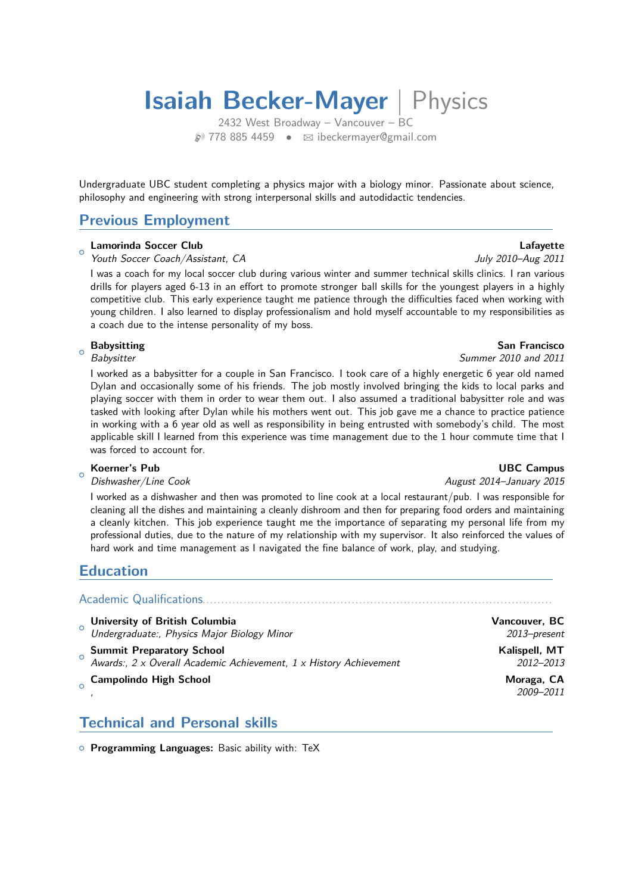# Isaiah Becker-Mayer | Physics

2432 West Broadway – Vancouver – BC
778 885 4459 • ibeckermayer@gmail.com

Undergraduate UBC student completing a physics major with a biology minor. Passionate about science, philosophy and engineering with strong interpersonal skills and autodidactic tendencies.

## Previous Employment

- **Lamorinda Soccer Club** — **Lafayette**
  *Youth Soccer Coach/Assistant, CA* — *July 2010–Aug 2011*
  I was a coach for my local soccer club during various winter and summer technical skills clinics. I ran various drills for players aged 6-13 in an effort to promote stronger ball skills for the youngest players in a highly competitive club. This early experience taught me patience through the difficulties faced when working with young children. I also learned to display professionalism and hold myself accountable to my responsibilities as a coach due to the intense personality of my boss.

- **Babysitting** — **San Francisco**
  *Babysitter* — *Summer 2010 and 2011*
  I worked as a babysitter for a couple in San Francisco. I took care of a highly energetic 6 year old named Dylan and occasionally some of his friends. The job mostly involved bringing the kids to local parks and playing soccer with them in order to wear them out. I also assumed a traditional babysitter role and was tasked with looking after Dylan while his mothers went out. This job gave me a chance to practice patience in working with a 6 year old as well as responsibility in being entrusted with somebody's child. The most applicable skill I learned from this experience was time management due to the 1 hour commute time that I was forced to account for.

- **Koerner's Pub** — **UBC Campus**
  *Dishwasher/Line Cook* — *August 2014–January 2015*
  I worked as a dishwasher and then was promoted to line cook at a local restaurant/pub. I was responsible for cleaning all the dishes and maintaining a cleanly dishroom and then for preparing food orders and maintaining a cleanly kitchen. This job experience taught me the importance of separating my personal life from my professional duties, due to the nature of my relationship with my supervisor. It also reinforced the values of hard work and time management as I navigated the fine balance of work, play, and studying.

## Education

### Academic Qualifications

- **University of British Columbia** — **Vancouver, BC**
  *Undergraduate:, Physics Major Biology Minor* — *2013–present*
- **Summit Preparatory School** — **Kalispell, MT**
  *Awards:, 2 x Overall Academic Achievement, 1 x History Achievement* — *2012–2013*
- **Campolindo High School** — **Moraga, CA**
  *,* — *2009–2011*

## Technical and Personal skills

- **Programming Languages:** Basic ability with: TeX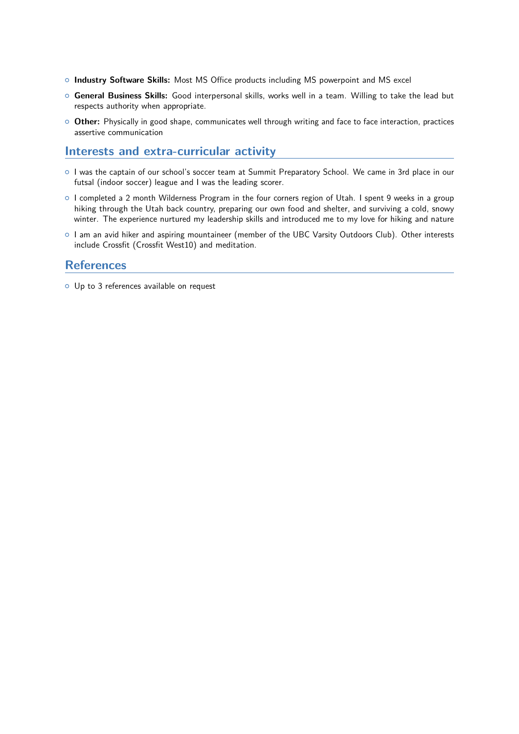- **Industry Software Skills:** Most MS Office products including MS powerpoint and MS excel
- **General Business Skills:** Good interpersonal skills, works well in a team. Willing to take the lead but respects authority when appropriate.
- **Other:** Physically in good shape, communicates well through writing and face to face interaction, practices assertive communication

## Interests and extra-curricular activity

- I was the captain of our school's soccer team at Summit Preparatory School. We came in 3rd place in our futsal (indoor soccer) league and I was the leading scorer.
- I completed a 2 month Wilderness Program in the four corners region of Utah. I spent 9 weeks in a group hiking through the Utah back country, preparing our own food and shelter, and surviving a cold, snowy winter. The experience nurtured my leadership skills and introduced me to my love for hiking and nature
- I am an avid hiker and aspiring mountaineer (member of the UBC Varsity Outdoors Club). Other interests include Crossfit (Crossfit West10) and meditation.

## References

- Up to 3 references available on request